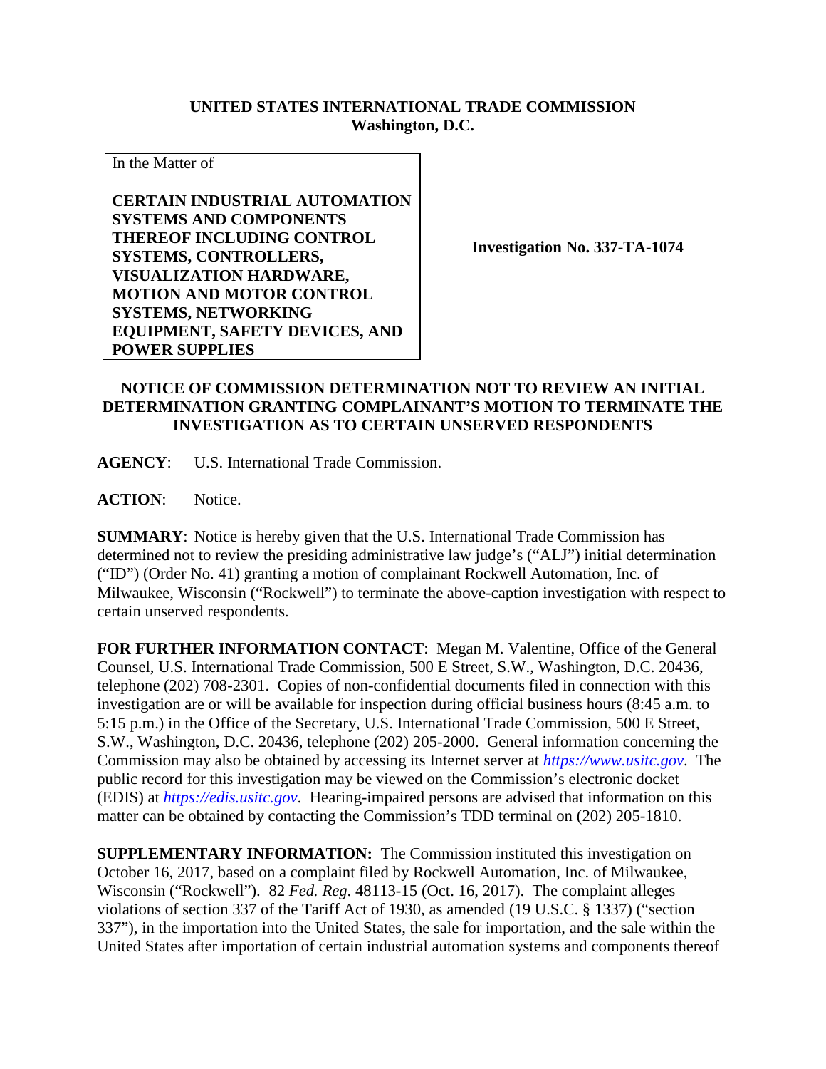**UNITED STATES INTERNATIONAL TRADE COMMISSION**
**Washington, D.C.**

In the Matter of

**CERTAIN INDUSTRIAL AUTOMATION SYSTEMS AND COMPONENTS THEREOF INCLUDING CONTROL SYSTEMS, CONTROLLERS, VISUALIZATION HARDWARE, MOTION AND MOTOR CONTROL SYSTEMS, NETWORKING EQUIPMENT, SAFETY DEVICES, AND POWER SUPPLIES**

**Investigation No. 337-TA-1074**

**NOTICE OF COMMISSION DETERMINATION NOT TO REVIEW AN INITIAL DETERMINATION GRANTING COMPLAINANT'S MOTION TO TERMINATE THE INVESTIGATION AS TO CERTAIN UNSERVED RESPONDENTS**

**AGENCY**: U.S. International Trade Commission.

**ACTION**: Notice.

**SUMMARY**: Notice is hereby given that the U.S. International Trade Commission has determined not to review the presiding administrative law judge's ("ALJ") initial determination ("ID") (Order No. 41) granting a motion of complainant Rockwell Automation, Inc. of Milwaukee, Wisconsin ("Rockwell") to terminate the above-caption investigation with respect to certain unserved respondents.

**FOR FURTHER INFORMATION CONTACT**: Megan M. Valentine, Office of the General Counsel, U.S. International Trade Commission, 500 E Street, S.W., Washington, D.C. 20436, telephone (202) 708-2301. Copies of non-confidential documents filed in connection with this investigation are or will be available for inspection during official business hours (8:45 a.m. to 5:15 p.m.) in the Office of the Secretary, U.S. International Trade Commission, 500 E Street, S.W., Washington, D.C. 20436, telephone (202) 205-2000. General information concerning the Commission may also be obtained by accessing its Internet server at *https://www.usitc.gov*. The public record for this investigation may be viewed on the Commission's electronic docket (EDIS) at *https://edis.usitc.gov*. Hearing-impaired persons are advised that information on this matter can be obtained by contacting the Commission's TDD terminal on (202) 205-1810.

**SUPPLEMENTARY INFORMATION:** The Commission instituted this investigation on October 16, 2017, based on a complaint filed by Rockwell Automation, Inc. of Milwaukee, Wisconsin ("Rockwell"). 82 *Fed. Reg.* 48113-15 (Oct. 16, 2017). The complaint alleges violations of section 337 of the Tariff Act of 1930, as amended (19 U.S.C. § 1337) ("section 337"), in the importation into the United States, the sale for importation, and the sale within the United States after importation of certain industrial automation systems and components thereof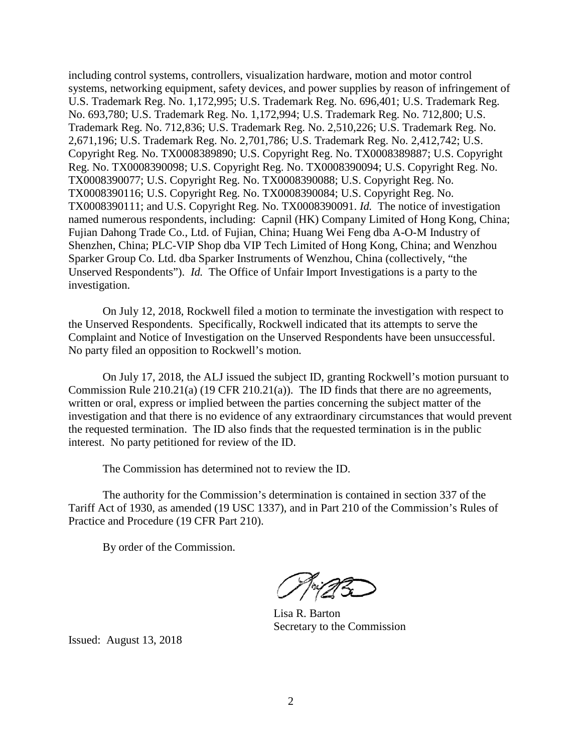including control systems, controllers, visualization hardware, motion and motor control systems, networking equipment, safety devices, and power supplies by reason of infringement of U.S. Trademark Reg. No. 1,172,995; U.S. Trademark Reg. No. 696,401; U.S. Trademark Reg. No. 693,780; U.S. Trademark Reg. No. 1,172,994; U.S. Trademark Reg. No. 712,800; U.S. Trademark Reg. No. 712,836; U.S. Trademark Reg. No. 2,510,226; U.S. Trademark Reg. No. 2,671,196; U.S. Trademark Reg. No. 2,701,786; U.S. Trademark Reg. No. 2,412,742; U.S. Copyright Reg. No. TX0008389890; U.S. Copyright Reg. No. TX0008389887; U.S. Copyright Reg. No. TX0008390098; U.S. Copyright Reg. No. TX0008390094; U.S. Copyright Reg. No. TX0008390077; U.S. Copyright Reg. No. TX0008390088; U.S. Copyright Reg. No. TX0008390116; U.S. Copyright Reg. No. TX0008390084; U.S. Copyright Reg. No. TX0008390111; and U.S. Copyright Reg. No. TX0008390091. *Id.* The notice of investigation named numerous respondents, including: Capnil (HK) Company Limited of Hong Kong, China; Fujian Dahong Trade Co., Ltd. of Fujian, China; Huang Wei Feng dba A-O-M Industry of Shenzhen, China; PLC-VIP Shop dba VIP Tech Limited of Hong Kong, China; and Wenzhou Sparker Group Co. Ltd. dba Sparker Instruments of Wenzhou, China (collectively, "the Unserved Respondents"). *Id.* The Office of Unfair Import Investigations is a party to the investigation.

On July 12, 2018, Rockwell filed a motion to terminate the investigation with respect to the Unserved Respondents. Specifically, Rockwell indicated that its attempts to serve the Complaint and Notice of Investigation on the Unserved Respondents have been unsuccessful. No party filed an opposition to Rockwell's motion.

On July 17, 2018, the ALJ issued the subject ID, granting Rockwell's motion pursuant to Commission Rule 210.21(a) (19 CFR 210.21(a)). The ID finds that there are no agreements, written or oral, express or implied between the parties concerning the subject matter of the investigation and that there is no evidence of any extraordinary circumstances that would prevent the requested termination. The ID also finds that the requested termination is in the public interest. No party petitioned for review of the ID.

The Commission has determined not to review the ID.

The authority for the Commission's determination is contained in section 337 of the Tariff Act of 1930, as amended (19 USC 1337), and in Part 210 of the Commission's Rules of Practice and Procedure (19 CFR Part 210).

By order of the Commission.

Lisa R. Barton
Secretary to the Commission

Issued: August 13, 2018